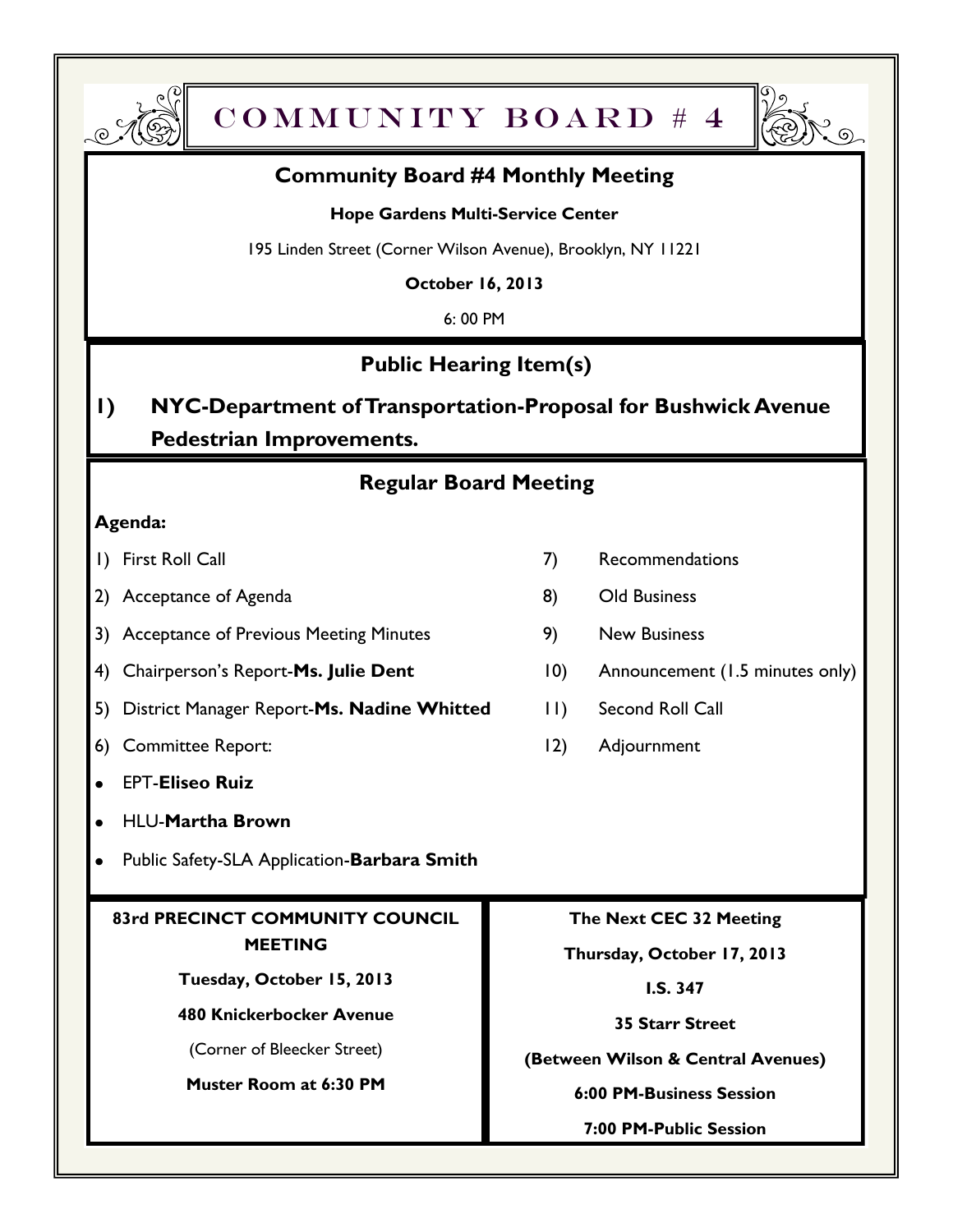# COMMUNITY BOARD # 4

## Community Board #4 Monthly Meeting

**Hope Gardens Multi-Service Center**

195 Linden Street (Corner Wilson Avenue), Brooklyn, NY 11221

**October 16, 2013**

6: 00 PM

## Public Hearing Item(s)

**1) NYC-Department of Transportation-Proposal for Bushwick Avenue Pedestrian Improvements.**

## Regular Board Meeting

**Agenda:**

1) First Roll Call
2) Acceptance of Agenda
3) Acceptance of Previous Meeting Minutes
4) Chairperson's Report-**Ms. Julie Dent**
5) District Manager Report-**Ms. Nadine Whitted**
6) Committee Report:
   - EPT-**Eliseo Ruiz**
   - HLU-**Martha Brown**
   - Public Safety-SLA Application-**Barbara Smith**
7) Recommendations
8) Old Business
9) New Business
10) Announcement (1.5 minutes only)
11) Second Roll Call
12) Adjournment

**83rd PRECINCT COMMUNITY COUNCIL MEETING**

**Tuesday, October 15, 2013**

**480 Knickerbocker Avenue**

(Corner of Bleecker Street)

**Muster Room at 6:30 PM**

**The Next CEC 32 Meeting**

**Thursday, October 17, 2013**

**I.S. 347**

**35 Starr Street**

**(Between Wilson & Central Avenues)**

**6:00 PM-Business Session**

**7:00 PM-Public Session**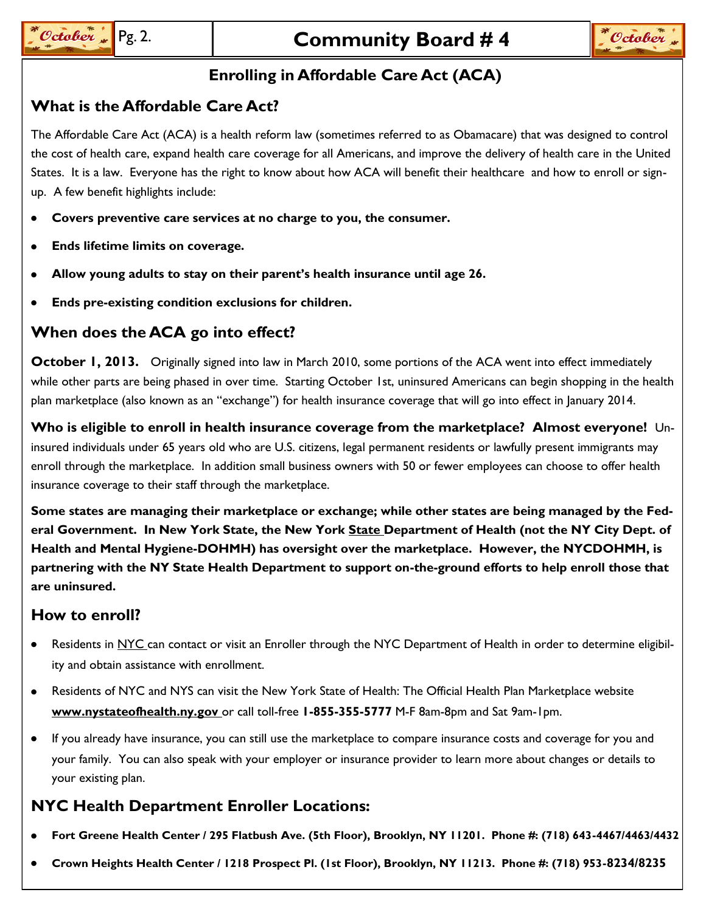# Community Board # 4

## Enrolling in Affordable Care Act (ACA)

### What is the Affordable Care Act?

The Affordable Care Act (ACA) is a health reform law (sometimes referred to as Obamacare) that was designed to control the cost of health care, expand health care coverage for all Americans, and improve the delivery of health care in the United States. It is a law. Everyone has the right to know about how ACA will benefit their healthcare and how to enroll or sign-up. A few benefit highlights include:

- **Covers preventive care services at no charge to you, the consumer.**
- **Ends lifetime limits on coverage.**
- **Allow young adults to stay on their parent's health insurance until age 26.**
- **Ends pre-existing condition exclusions for children.**

### When does the ACA go into effect?

**October 1, 2013.** Originally signed into law in March 2010, some portions of the ACA went into effect immediately while other parts are being phased in over time. Starting October 1st, uninsured Americans can begin shopping in the health plan marketplace (also known as an "exchange") for health insurance coverage that will go into effect in January 2014.

**Who is eligible to enroll in health insurance coverage from the marketplace? Almost everyone!** Uninsured individuals under 65 years old who are U.S. citizens, legal permanent residents or lawfully present immigrants may enroll through the marketplace. In addition small business owners with 50 or fewer employees can choose to offer health insurance coverage to their staff through the marketplace.

**Some states are managing their marketplace or exchange; while other states are being managed by the Federal Government. In New York State, the New York State Department of Health (not the NY City Dept. of Health and Mental Hygiene-DOHMH) has oversight over the marketplace. However, the NYCDOHMH, is partnering with the NY State Health Department to support on-the-ground efforts to help enroll those that are uninsured.**

### How to enroll?

- Residents in NYC can contact or visit an Enroller through the NYC Department of Health in order to determine eligibility and obtain assistance with enrollment.
- Residents of NYC and NYS can visit the New York State of Health: The Official Health Plan Marketplace website **www.nystateofhealth.ny.gov** or call toll-free **1-855-355-5777** M-F 8am-8pm and Sat 9am-1pm.
- If you already have insurance, you can still use the marketplace to compare insurance costs and coverage for you and your family. You can also speak with your employer or insurance provider to learn more about changes or details to your existing plan.

### NYC Health Department Enroller Locations:

- **Fort Greene Health Center / 295 Flatbush Ave. (5th Floor), Brooklyn, NY 11201. Phone #: (718) 643-4467/4463/4432**
- **Crown Heights Health Center / 1218 Prospect Pl. (1st Floor), Brooklyn, NY 11213. Phone #: (718) 953-8234/8235**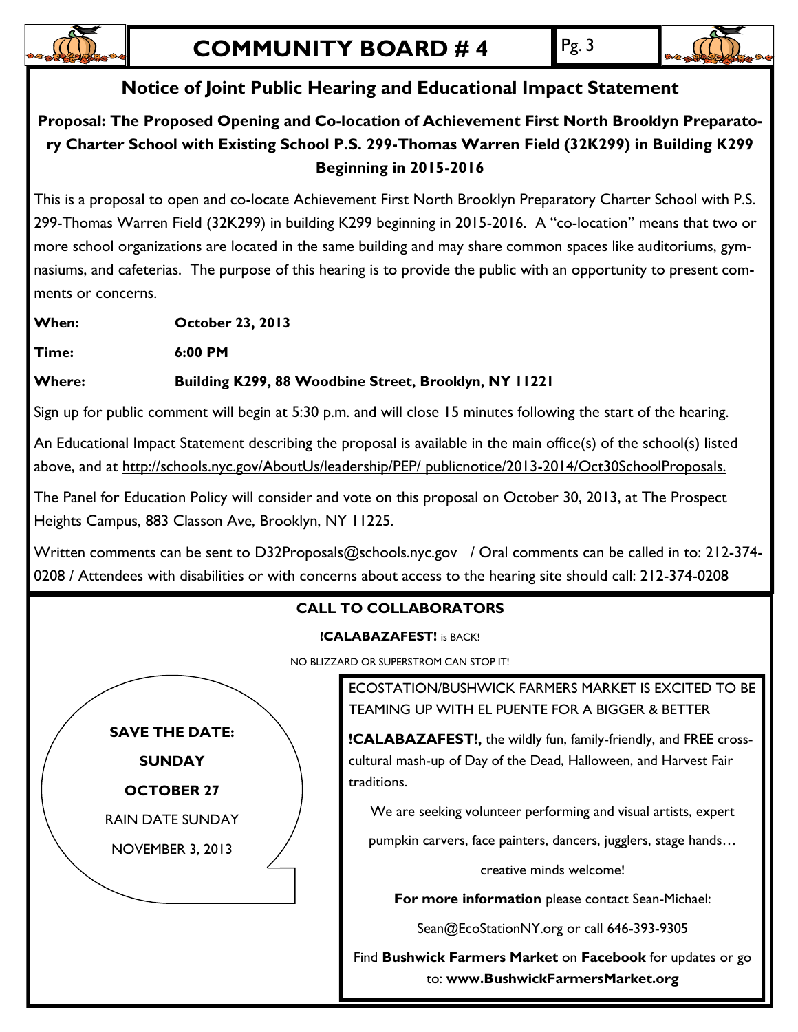## Notice of Joint Public Hearing and Educational Impact Statement

**Proposal: The Proposed Opening and Co-location of Achievement First North Brooklyn Preparatory Charter School with Existing School P.S. 299-Thomas Warren Field (32K299) in Building K299 Beginning in 2015-2016**

This is a proposal to open and co-locate Achievement First North Brooklyn Preparatory Charter School with P.S. 299-Thomas Warren Field (32K299) in building K299 beginning in 2015-2016. A "co-location" means that two or more school organizations are located in the same building and may share common spaces like auditoriums, gymnasiums, and cafeterias. The purpose of this hearing is to provide the public with an opportunity to present comments or concerns.

**When:** **October 23, 2013**

**Time:** **6:00 PM**

**Where:** **Building K299, 88 Woodbine Street, Brooklyn, NY 11221**

Sign up for public comment will begin at 5:30 p.m. and will close 15 minutes following the start of the hearing.

An Educational Impact Statement describing the proposal is available in the main office(s) of the school(s) listed above, and at http://schools.nyc.gov/AboutUs/leadership/PEP/ publicnotice/2013-2014/Oct30SchoolProposals.

The Panel for Education Policy will consider and vote on this proposal on October 30, 2013, at The Prospect Heights Campus, 883 Classon Ave, Brooklyn, NY 11225.

Written comments can be sent to D32Proposals@schools.nyc.gov / Oral comments can be called in to: 212-374-0208 / Attendees with disabilities or with concerns about access to the hearing site should call: 212-374-0208

## CALL TO COLLABORATORS

**!CALABAZAFEST!** is BACK!

NO BLIZZARD OR SUPERSTROM CAN STOP IT!

**SAVE THE DATE:**

**SUNDAY**

**OCTOBER 27**

RAIN DATE SUNDAY

NOVEMBER 3, 2013

ECOSTATION/BUSHWICK FARMERS MARKET IS EXCITED TO BE TEAMING UP WITH EL PUENTE FOR A BIGGER & BETTER

**!CALABAZAFEST!,** the wildly fun, family-friendly, and FREE cross-cultural mash-up of Day of the Dead, Halloween, and Harvest Fair traditions.

We are seeking volunteer performing and visual artists, expert pumpkin carvers, face painters, dancers, jugglers, stage hands…

creative minds welcome!

**For more information** please contact Sean-Michael:

Sean@EcoStationNY.org or call 646-393-9305

Find **Bushwick Farmers Market** on **Facebook** for updates or go to: **www.BushwickFarmersMarket.org**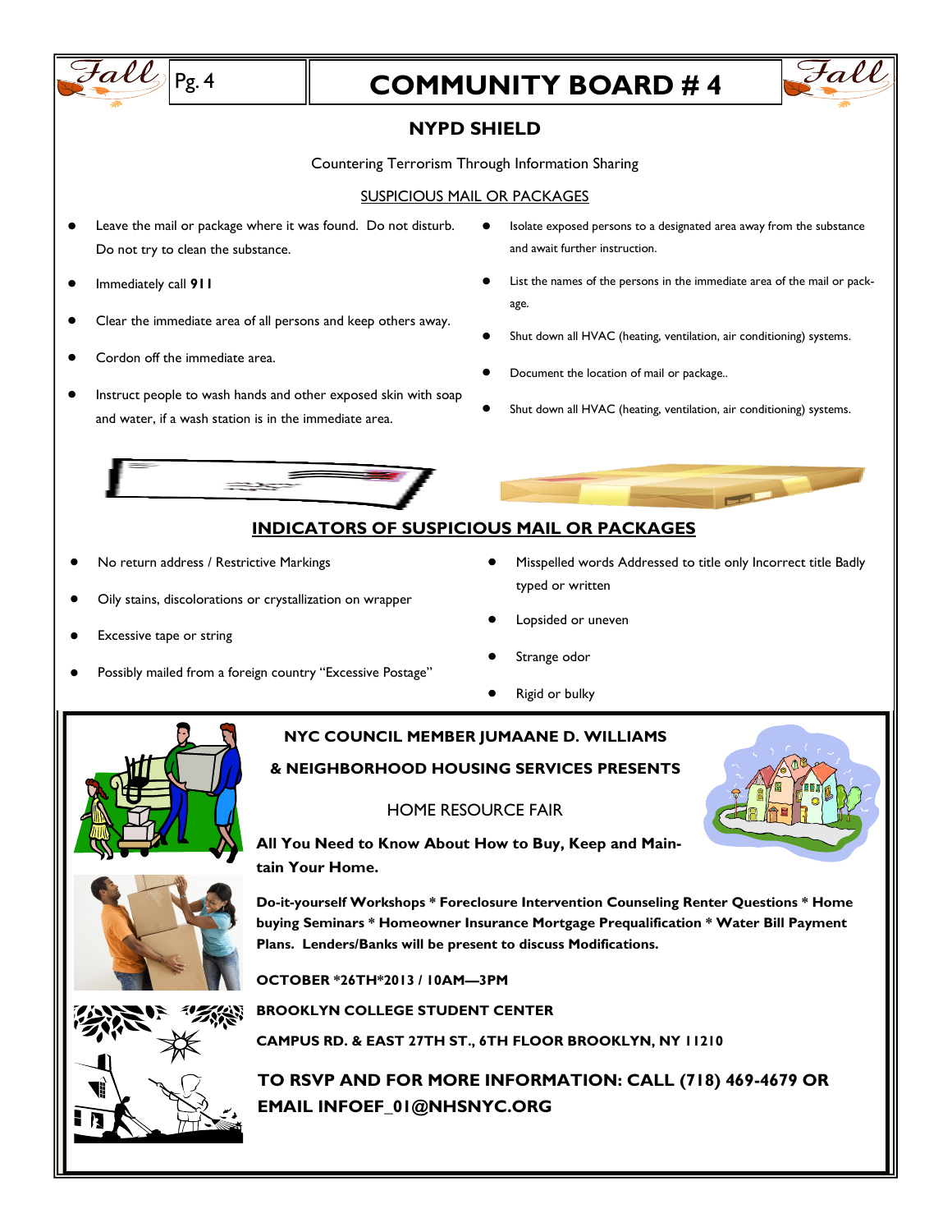# COMMUNITY BOARD # 4

## NYPD SHIELD

Countering Terrorism Through Information Sharing

### SUSPICIOUS MAIL OR PACKAGES

- Leave the mail or package where it was found. Do not disturb. Do not try to clean the substance.
- Immediately call **911**
- Clear the immediate area of all persons and keep others away.
- Cordon off the immediate area.
- Instruct people to wash hands and other exposed skin with soap and water, if a wash station is in the immediate area.
- Isolate exposed persons to a designated area away from the substance and await further instruction.
- List the names of the persons in the immediate area of the mail or package.
- Shut down all HVAC (heating, ventilation, air conditioning) systems.
- Document the location of mail or package..
- Shut down all HVAC (heating, ventilation, air conditioning) systems.

### INDICATORS OF SUSPICIOUS MAIL OR PACKAGES

- No return address / Restrictive Markings
- Oily stains, discolorations or crystallization on wrapper
- Excessive tape or string
- Possibly mailed from a foreign country "Excessive Postage"
- Misspelled words Addressed to title only Incorrect title Badly typed or written
- Lopsided or uneven
- Strange odor
- Rigid or bulky

---

**NYC COUNCIL MEMBER JUMAANE D. WILLIAMS**

**& NEIGHBORHOOD HOUSING SERVICES PRESENTS**

HOME RESOURCE FAIR

**All You Need to Know About How to Buy, Keep and Maintain Your Home.**

**Do-it-yourself Workshops * Foreclosure Intervention Counseling Renter Questions * Home buying Seminars * Homeowner Insurance Mortgage Prequalification * Water Bill Payment Plans. Lenders/Banks will be present to discuss Modifications.**

**OCTOBER *26TH*2013 / 10AM—3PM**

**BROOKLYN COLLEGE STUDENT CENTER**

**CAMPUS RD. & EAST 27TH ST., 6TH FLOOR BROOKLYN, NY 11210**

**TO RSVP AND FOR MORE INFORMATION: CALL (718) 469-4679 OR EMAIL INFOEF_01@NHSNYC.ORG**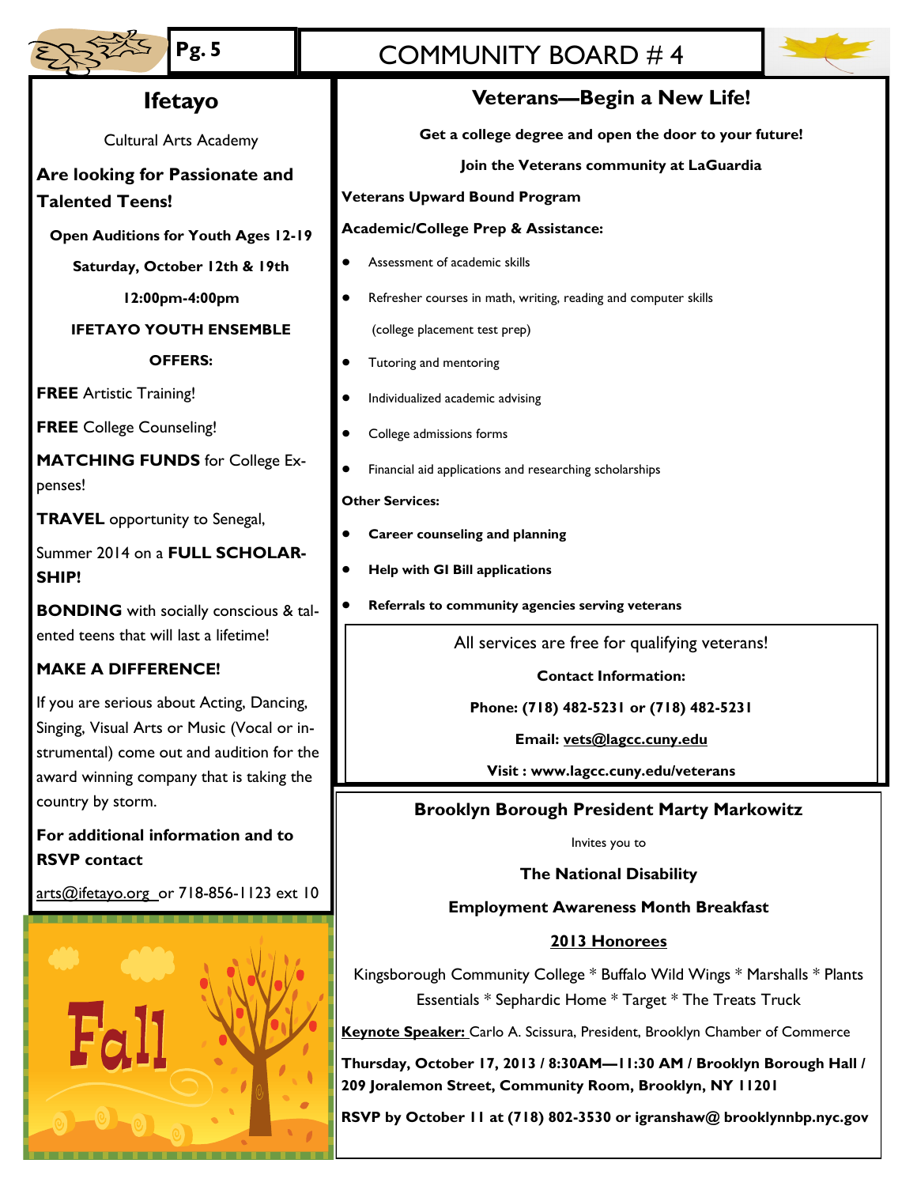# COMMUNITY BOARD # 4

## Ifetayo

Cultural Arts Academy

**Are looking for Passionate and Talented Teens!**

**Open Auditions for Youth Ages 12-19**

**Saturday, October 12th & 19th**

**12:00pm-4:00pm**

**IFETAYO YOUTH ENSEMBLE OFFERS:**

**FREE** Artistic Training!

**FREE** College Counseling!

**MATCHING FUNDS** for College Expenses!

**TRAVEL** opportunity to Senegal, Summer 2014 on a **FULL SCHOLARSHIP!**

**BONDING** with socially conscious & talented teens that will last a lifetime!

**MAKE A DIFFERENCE!**

If you are serious about Acting, Dancing, Singing, Visual Arts or Music (Vocal or instrumental) come out and audition for the award winning company that is taking the country by storm.

**For additional information and to RSVP contact**

arts@ifetayo.org or 718-856-1123 ext 10

## Veterans—Begin a New Life!

**Get a college degree and open the door to your future!**

**Join the Veterans community at LaGuardia**

**Veterans Upward Bound Program**

**Academic/College Prep & Assistance:**

- Assessment of academic skills
- Refresher courses in math, writing, reading and computer skills (college placement test prep)
- Tutoring and mentoring
- Individualized academic advising
- College admissions forms
- Financial aid applications and researching scholarships

**Other Services:**

- **Career counseling and planning**
- **Help with GI Bill applications**
- **Referrals to community agencies serving veterans**

All services are free for qualifying veterans!

**Contact Information:**

**Phone: (718) 482-5231 or (718) 482-5231**

**Email: vets@lagcc.cuny.edu**

**Visit : www.lagcc.cuny.edu/veterans**

## Brooklyn Borough President Marty Markowitz

Invites you to

**The National Disability Employment Awareness Month Breakfast**

**2013 Honorees**

Kingsborough Community College * Buffalo Wild Wings * Marshalls * Plants Essentials * Sephardic Home * Target * The Treats Truck

**Keynote Speaker:** Carlo A. Scissura, President, Brooklyn Chamber of Commerce

**Thursday, October 17, 2013 / 8:30AM—11:30 AM / Brooklyn Borough Hall / 209 Joralemon Street, Community Room, Brooklyn, NY 11201**

**RSVP by October 11 at (718) 802-3530 or igranshaw@ brooklynnbp.nyc.gov**